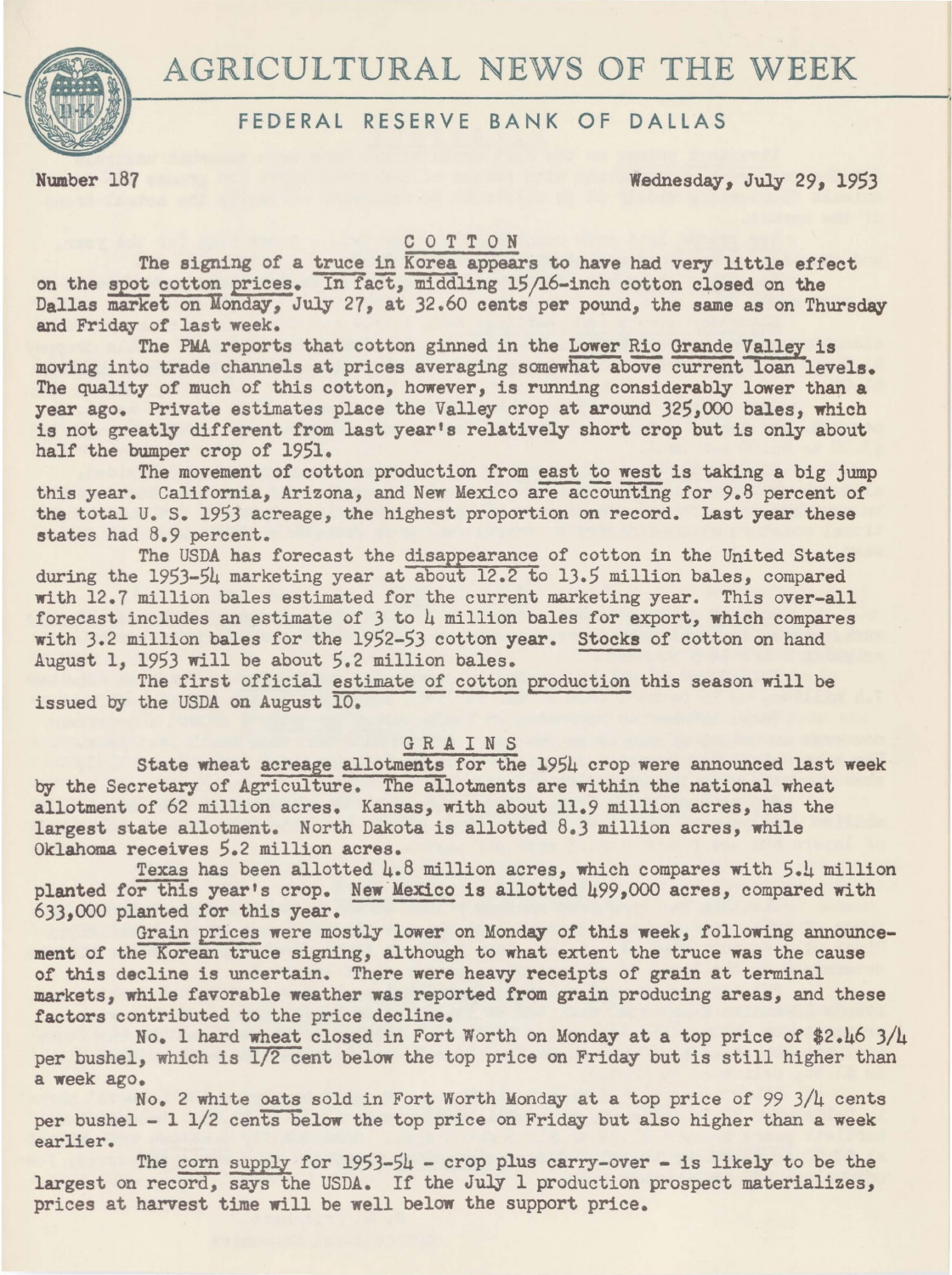# AGRICULTURAL NEWS OF THE WEEK

## FEDERAL RESERVE BANK OF DALLAS

Number 187 Wednesday, July 29, 1953

### COTTON

The signing of a truce in Korea appears to have had very little effect on the spot cotton prices. In fact, middling 15/16-inch cotton closed on the Dallas market on Monday, July 27, at 32.60 cents per pound, the same as on Thursday and Friday of last week.

The PMA reports that cotton ginned in the Lower Rio Grande Valley is moving into trade channels at prices averaging somewhat above current loan levels. The quality of much of this cotton, however, is running considerably lower than a year ago. Private estimates place the Valley crop at around 325,000 bales, which is not greatly different from last year's relatively short crop but is only about half the bumper crop of 1951.

The movement of cotton production from east to west is taking a big jump this year. California, Arizona, and New Mexico are accounting for 9.8 percent of the total U. S. 1953 acreage, the highest proportion on record. Last year these states had 8.9 percent.

The USDA has forecast the disappearance of cotton in the United States during the 1953-54 marketing year at about 12.2 to 13.5 million bales, compared with 12.7 million bales estimated for the current marketing year. This over-all forecast includes an estimate of 3 to 4 million bales for export, which compares with 3.2 million bales for the 1952-53 cotton year. Stocks of cotton on hand August 1, 1953 will be about 5.2 million bales.

The first official estimate of cotton production this season will be issued by the USDA on August 10.

### GRAINS

State wheat acreage allotments for the 1954 crop were announced last week by the Secretary of Agriculture. The allotments are within the national wheat allotment of 62 million acres. Kansas, with about 11.9 million acres, has the largest state allotment. North Dakota is allotted 8.3 million acres, while Oklahoma receives 5.2 million acres.

Texas has been allotted 4.8 million acres, which compares with 5.4 million planted for this year's crop. New Mexico is allotted 499,000 acres, compared with 633,000 planted for this year.

Grain prices were mostly lower on Monday of this week, following announcement of the Korean truce signing, although to what extent the truce was the cause of this decline is uncertain. There were heavy receipts of grain at terminal markets, while favorable weather was reported from grain producing areas, and these factors contributed to the price decline.

No. 1 hard wheat closed in Fort Worth on Monday at a top price of $2.46 3/4 per bushel, which is 1/2 cent below the top price on Friday but is still higher than a week ago.

No. 2 white oats sold in Fort Worth Monday at a top price of 99 3/4 cents per bushel - 1 1/2 cents below the top price on Friday but also higher than a week earlier.

The corn supply for 1953-54 - crop plus carry-over - is likely to be the largest on record, says the USDA. If the July 1 production prospect materializes, prices at harvest time will be well below the support price.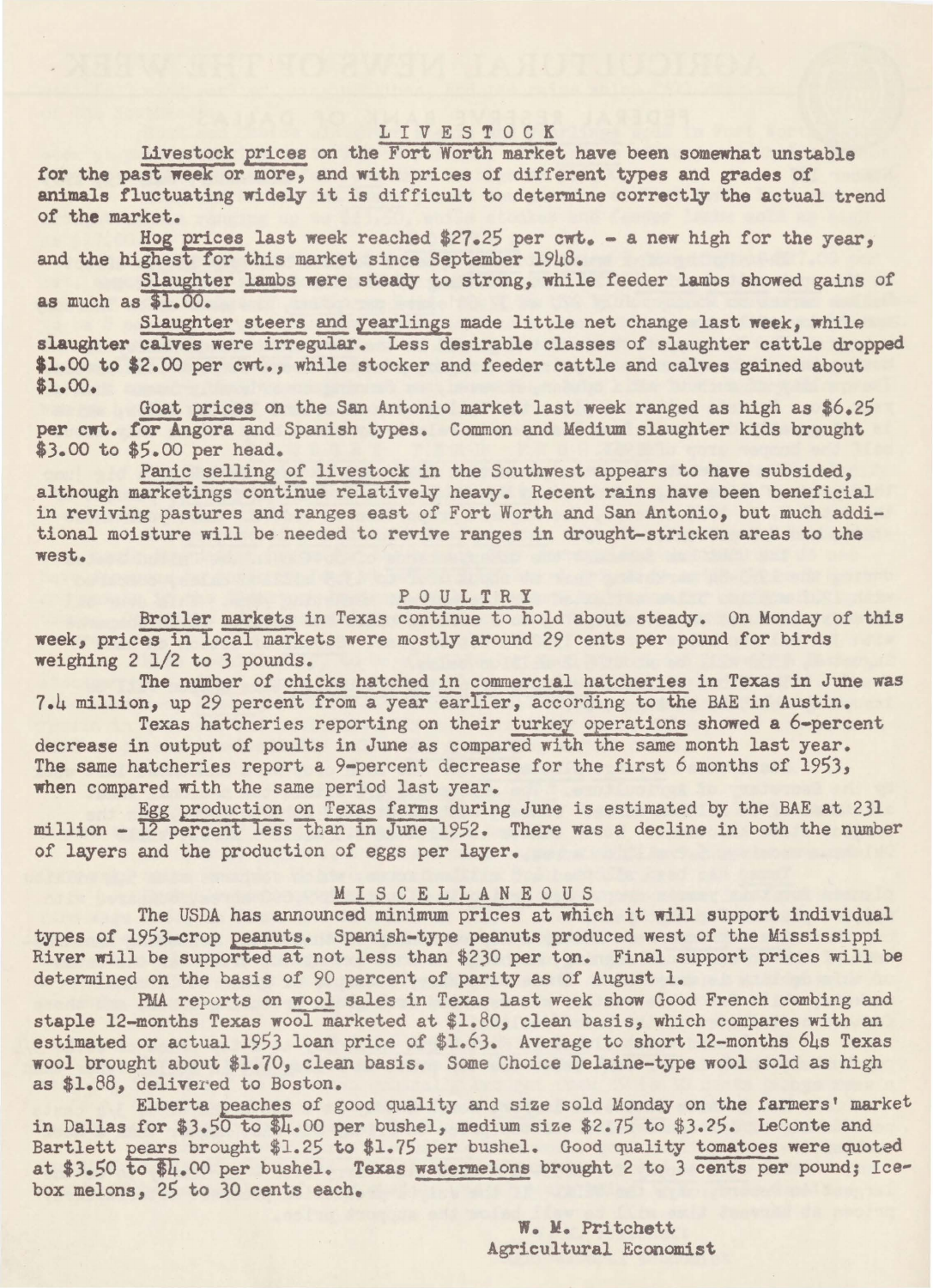## LIVESTOCK

Livestock prices on the Fort Worth market have been somewhat unstable for the past week or more, and with prices of different types and grades of animals fluctuating widely it is difficult to determine correctly the actual trend of the market.

Hog prices last week reached $27.25 per cwt. - a new high for the year, and the highest for this market since September 1948.

Slaughter lambs were steady to strong, while feeder lambs showed gains of as much as $1.00.

Slaughter steers and yearlings made little net change last week, while slaughter calves were irregular. Less desirable classes of slaughter cattle dropped $1.00 to $2.00 per cwt., while stocker and feeder cattle and calves gained about $1.00.

Goat prices on the San Antonio market last week ranged as high as $6.25 per cwt. for Angora and Spanish types. Common and Medium slaughter kids brought $3.00 to $5.00 per head.

Panic selling of livestock in the Southwest appears to have subsided, although marketings continue relatively heavy. Recent rains have been beneficial in reviving pastures and ranges east of Fort Worth and San Antonio, but much additional moisture will be needed to revive ranges in drought-stricken areas to the west.

## POULTRY

Broiler markets in Texas continue to hold about steady. On Monday of this week, prices in local markets were mostly around 29 cents per pound for birds weighing 2 1/2 to 3 pounds.

The number of chicks hatched in commercial hatcheries in Texas in June was 7.4 million, up 29 percent from a year earlier, according to the BAE in Austin.

Texas hatcheries reporting on their turkey operations showed a 6-percent decrease in output of poults in June as compared with the same month last year. The same hatcheries report a 9-percent decrease for the first 6 months of 1953, when compared with the same period last year.

Egg production on Texas farms during June is estimated by the BAE at 231 million - 12 percent less than in June 1952. There was a decline in both the number of layers and the production of eggs per layer.

## MISCELLANEOUS

The USDA has announced minimum prices at which it will support individual types of 1953-crop peanuts. Spanish-type peanuts produced west of the Mississippi River will be supported at not less than $230 per ton. Final support prices will be determined on the basis of 90 percent of parity as of August 1.

PMA reports on wool sales in Texas last week show Good French combing and staple 12-months Texas wool marketed at $1.80, clean basis, which compares with an estimated or actual 1953 loan price of $1.63. Average to short 12-months 64s Texas wool brought about $1.70, clean basis. Some Choice Delaine-type wool sold as high as $1.88, delivered to Boston.

Elberta peaches of good quality and size sold Monday on the farmers' market in Dallas for $3.50 to $4.00 per bushel, medium size $2.75 to $3.25. LeConte and Bartlett pears brought $1.25 to $1.75 per bushel. Good quality tomatoes were quoted at $3.50 to $4.00 per bushel. Texas watermelons brought 2 to 3 cents per pound; Icebox melons, 25 to 30 cents each.

W. M. Pritchett
Agricultural Economist